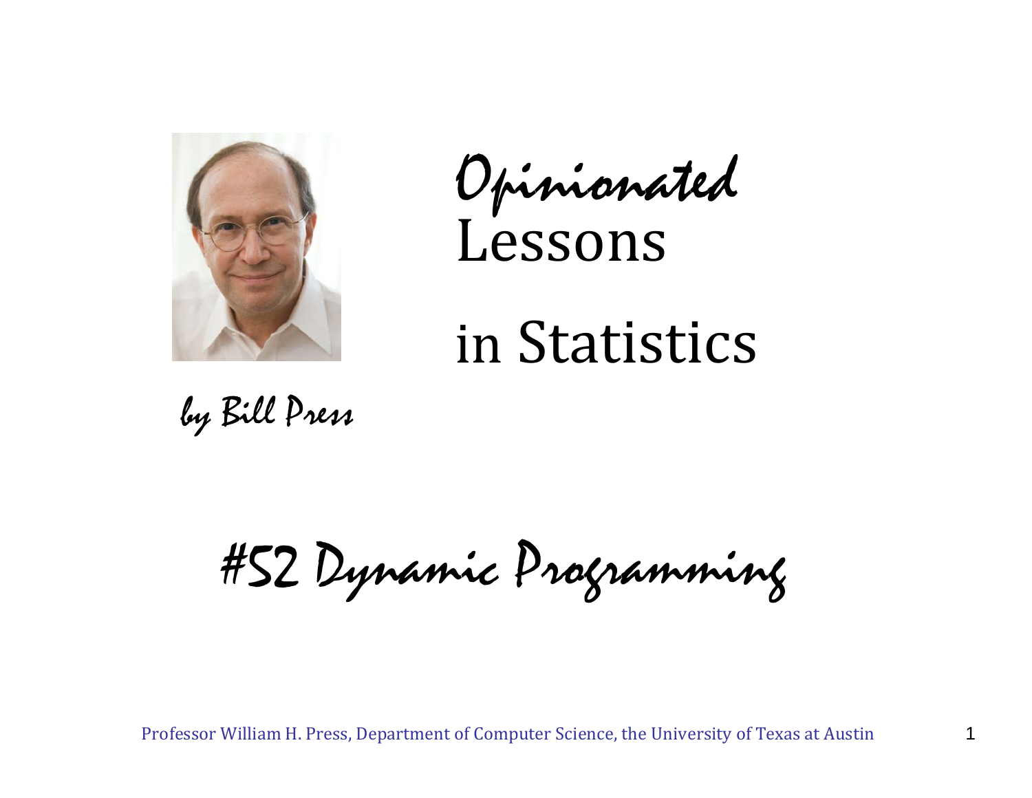# *Opinionated* Lessons in Statistics

*by Bill Press*

## #52 Dynamic Programming

Professor William H. Press, Department of Computer Science, the University of Texas at Austin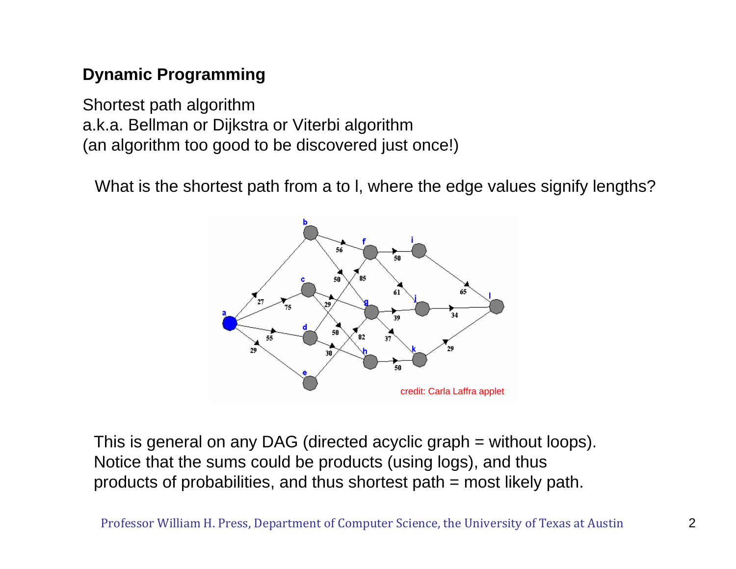**Dynamic Programming**

Shortest path algorithm
a.k.a. Bellman or Dijkstra or Viterbi algorithm
(an algorithm too good to be discovered just once!)

What is the shortest path from a to l, where the edge values signify lengths?

credit: Carla Laffra applet

This is general on any DAG (directed acyclic graph = without loops).
Notice that the sums could be products (using logs), and thus
products of probabilities, and thus shortest path = most likely path.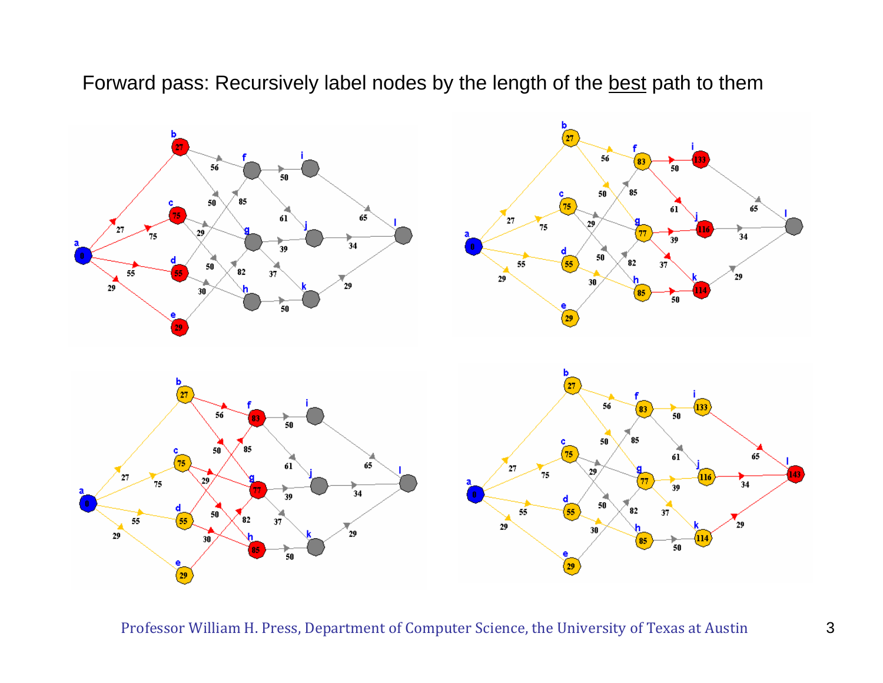Forward pass: Recursively label nodes by the length of the <u>best</u> path to them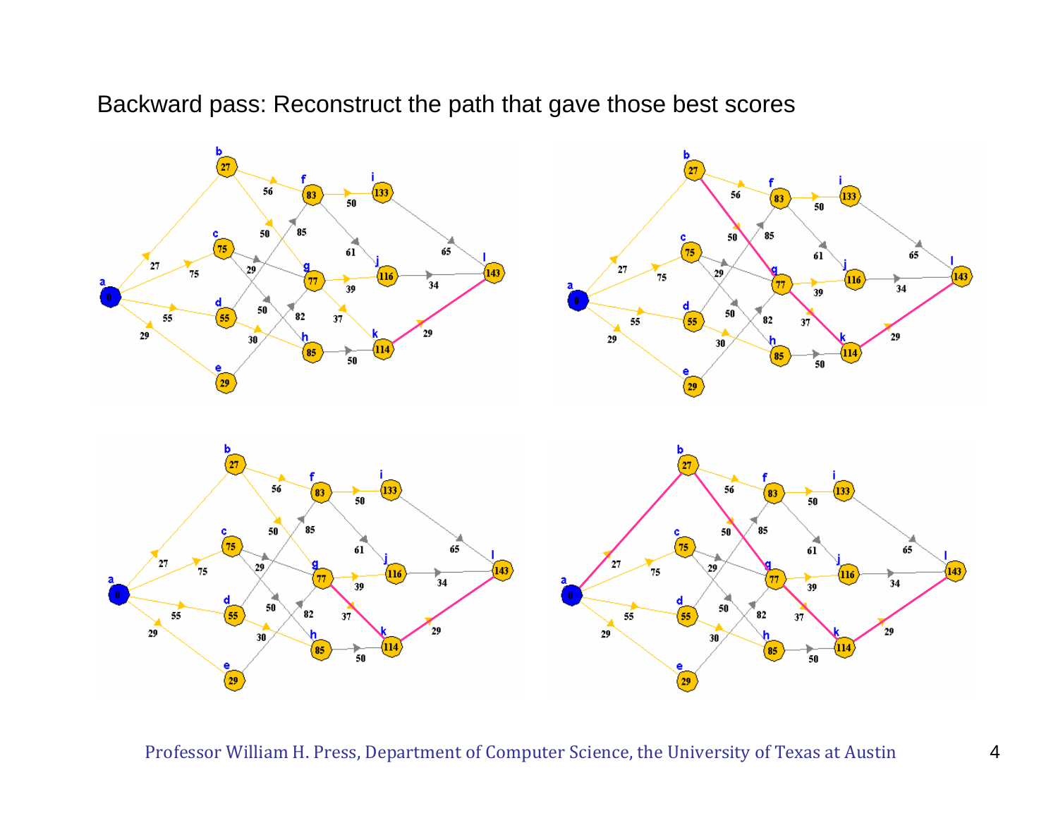Backward pass: Reconstruct the path that gave those best scores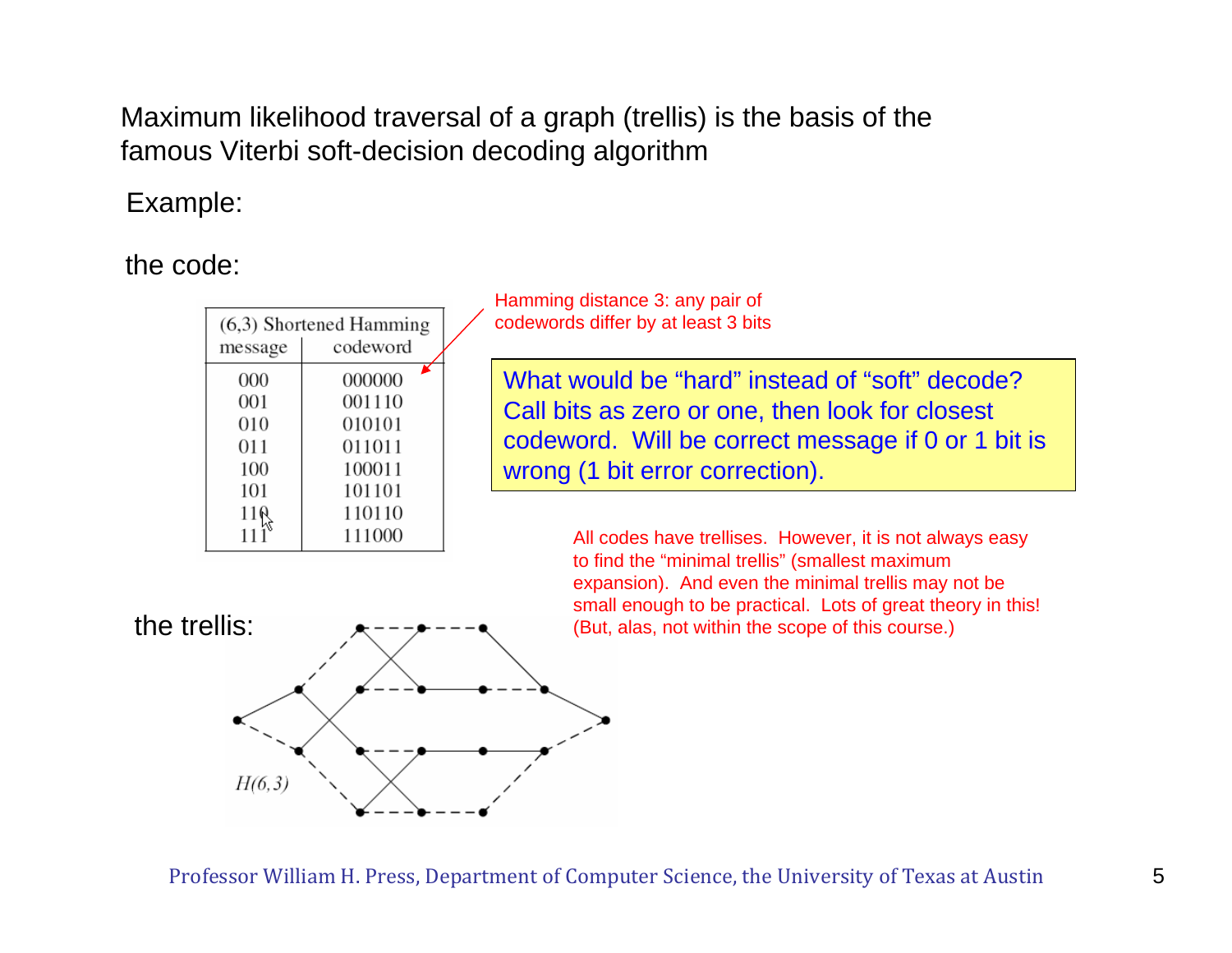Maximum likelihood traversal of a graph (trellis) is the basis of the famous Viterbi soft-decision decoding algorithm

Example:

the code:

| (6,3) Shortened Hamming | |
|---|---|
| message | codeword |
| 000 | 000000 |
| 001 | 001110 |
| 010 | 010101 |
| 011 | 011011 |
| 100 | 100011 |
| 101 | 101101 |
| 110 | 110110 |
| 111 | 111000 |

Hamming distance 3: any pair of codewords differ by at least 3 bits

What would be "hard" instead of "soft" decode? Call bits as zero or one, then look for closest codeword. Will be correct message if 0 or 1 bit is wrong (1 bit error correction).

All codes have trellises. However, it is not always easy to find the "minimal trellis" (smallest maximum expansion). And even the minimal trellis may not be small enough to be practical. Lots of great theory in this! (But, alas, not within the scope of this course.)

the trellis:

$H(6,3)$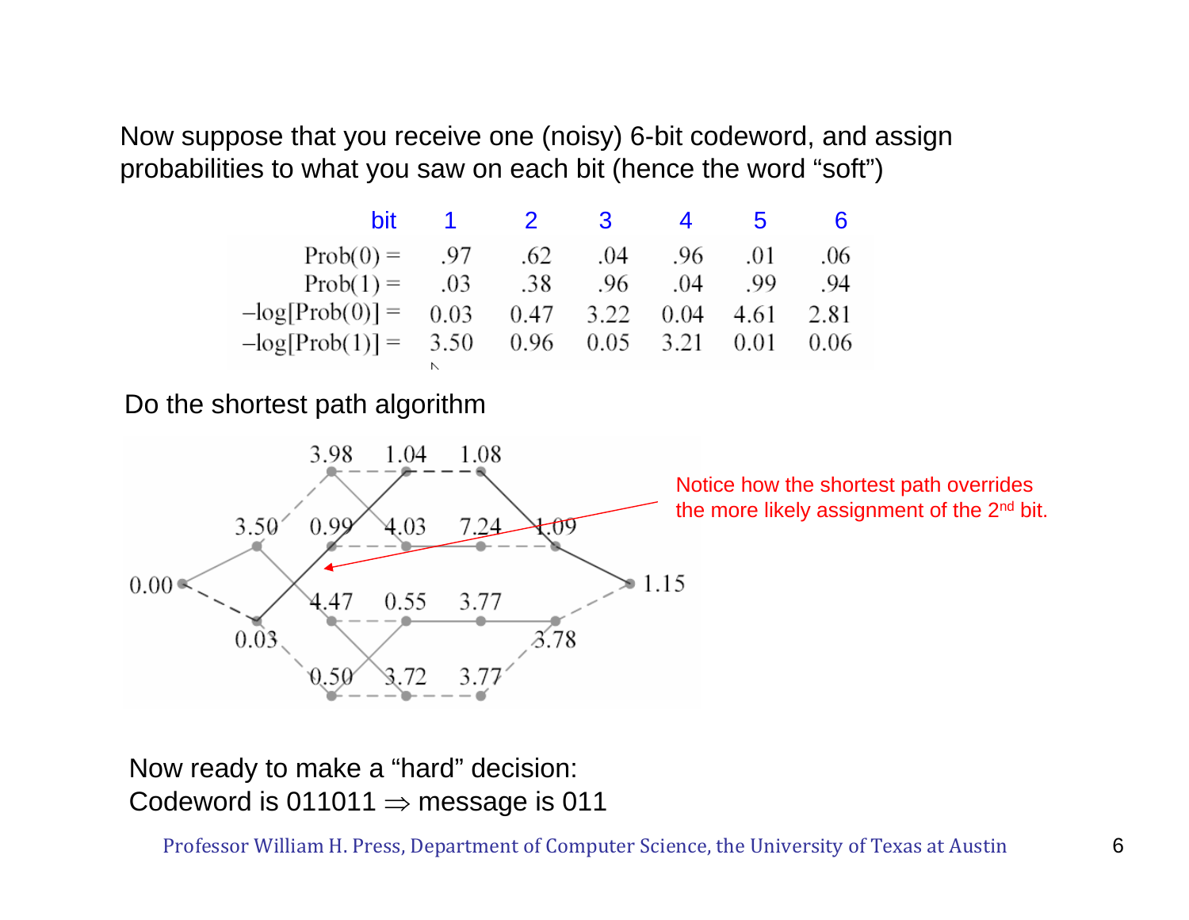Now suppose that you receive one (noisy) 6-bit codeword, and assign probabilities to what you saw on each bit (hence the word "soft")

| bit | 1 | 2 | 3 | 4 | 5 | 6 |
|---|---|---|---|---|---|---|
| Prob(0) = | .97 | .62 | .04 | .96 | .01 | .06 |
| Prob(1) = | .03 | .38 | .96 | .04 | .99 | .94 |
| –log[Prob(0)] = | 0.03 | 0.47 | 3.22 | 0.04 | 4.61 | 2.81 |
| –log[Prob(1)] = | 3.50 | 0.96 | 0.05 | 3.21 | 0.01 | 0.06 |

Do the shortest path algorithm

Notice how the shortest path overrides the more likely assignment of the 2nd bit.

Now ready to make a "hard" decision:
Codeword is 011011 ⇒ message is 011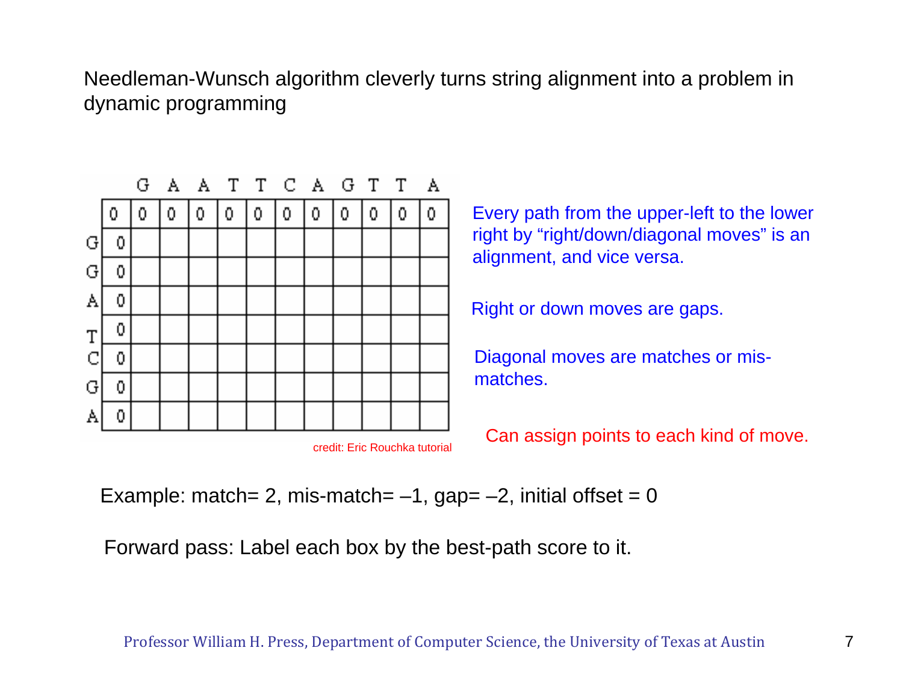Needleman-Wunsch algorithm cleverly turns string alignment into a problem in dynamic programming

| | | G | A | A | T | T | C | A | G | T | T | A |
|---|---|---|---|---|---|---|---|---|---|---|---|---|
| | 0 | 0 | 0 | 0 | 0 | 0 | 0 | 0 | 0 | 0 | 0 | 0 |
| G | 0 | | | | | | | | | | | |
| G | 0 | | | | | | | | | | | |
| A | 0 | | | | | | | | | | | |
| T | 0 | | | | | | | | | | | |
| C | 0 | | | | | | | | | | | |
| G | 0 | | | | | | | | | | | |
| A | 0 | | | | | | | | | | | |

credit: Eric Rouchka tutorial

Every path from the upper-left to the lower right by "right/down/diagonal moves" is an alignment, and vice versa.

Right or down moves are gaps.

Diagonal moves are matches or mis-matches.

Can assign points to each kind of move.

Example: match= 2, mis-match= –1, gap= –2, initial offset = 0

Forward pass: Label each box by the best-path score to it.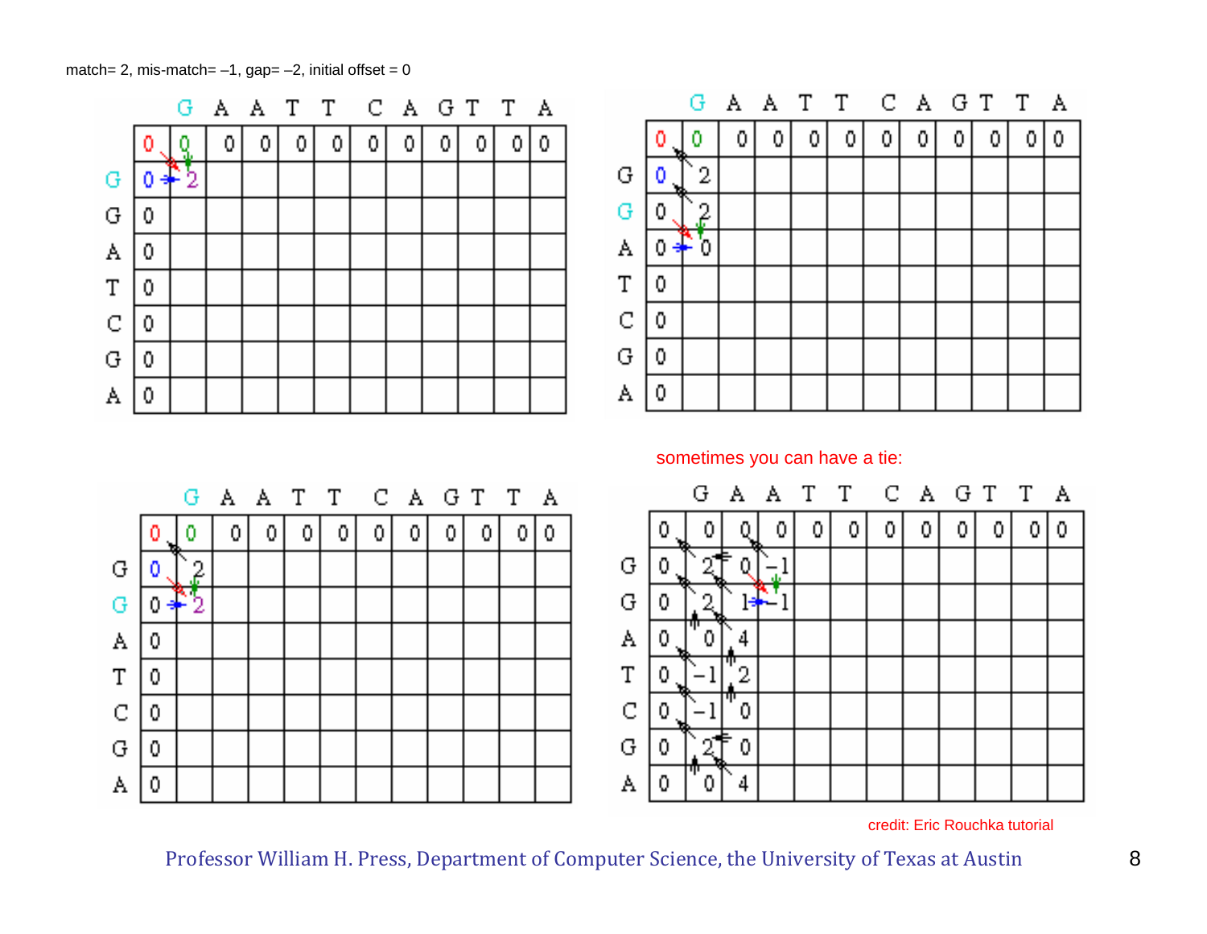match= 2, mis-match= –1, gap= –2, initial offset = 0

|   | G | A | A | T | T | C | A | G | T | T | A |
|---|---|---|---|---|---|---|---|---|---|---|---|
| 0 | 0 | 0 | 0 | 0 | 0 | 0 | 0 | 0 | 0 | 0 | 0 |
| G | 0 | 2 | | | | | | | | | | |
| G | 0 | | | | | | | | | | | |
| A | 0 | | | | | | | | | | | |
| T | 0 | | | | | | | | | | | |
| C | 0 | | | | | | | | | | | |
| G | 0 | | | | | | | | | | | |
| A | 0 | | | | | | | | | | | |

|   |   | G | A | A | T | T | C | A | G | T | T | A |
|---|---|---|---|---|---|---|---|---|---|---|---|---|
|   | 0 | 0 | 0 | 0 | 0 | 0 | 0 | 0 | 0 | 0 | 0 | 0 |
| G | 0 | 2 | | | | | | | | | | |
| G | 0 | 2 | | | | | | | | | | |
| A | 0 | 0 | | | | | | | | | | |
| T | 0 | | | | | | | | | | | |
| C | 0 | | | | | | | | | | | |
| G | 0 | | | | | | | | | | | |
| A | 0 | | | | | | | | | | | |

|   |   | G | A | A | T | T | C | A | G | T | T | A |
|---|---|---|---|---|---|---|---|---|---|---|---|---|
|   | 0 | 0 | 0 | 0 | 0 | 0 | 0 | 0 | 0 | 0 | 0 | 0 |
| G | 0 | 2 | | | | | | | | | | |
| G | 0 | 2 | | | | | | | | | | |
| A | 0 | | | | | | | | | | | |
| T | 0 | | | | | | | | | | | |
| C | 0 | | | | | | | | | | | |
| G | 0 | | | | | | | | | | | |
| A | 0 | | | | | | | | | | | |

sometimes you can have a tie:

|   |   | G | A | A | T | T | C | A | G | T | T | A |
|---|---|---|---|---|---|---|---|---|---|---|---|---|
|   | 0 | 0 | 0 | 0 | 0 | 0 | 0 | 0 | 0 | 0 | 0 | 0 |
| G | 0 | 2 | 0 | –1 | | | | | | | | |
| G | 0 | 2 | 1 | –1 | | | | | | | | |
| A | 0 | 0 | 4 | | | | | | | | | |
| T | 0 | –1 | 2 | | | | | | | | | |
| C | 0 | –1 | 0 | | | | | | | | | |
| G | 0 | 2 | 0 | | | | | | | | | |
| A | 0 | 0 | 4 | | | | | | | | | |

credit: Eric Rouchka tutorial

Professor William H. Press, Department of Computer Science, the University of Texas at Austin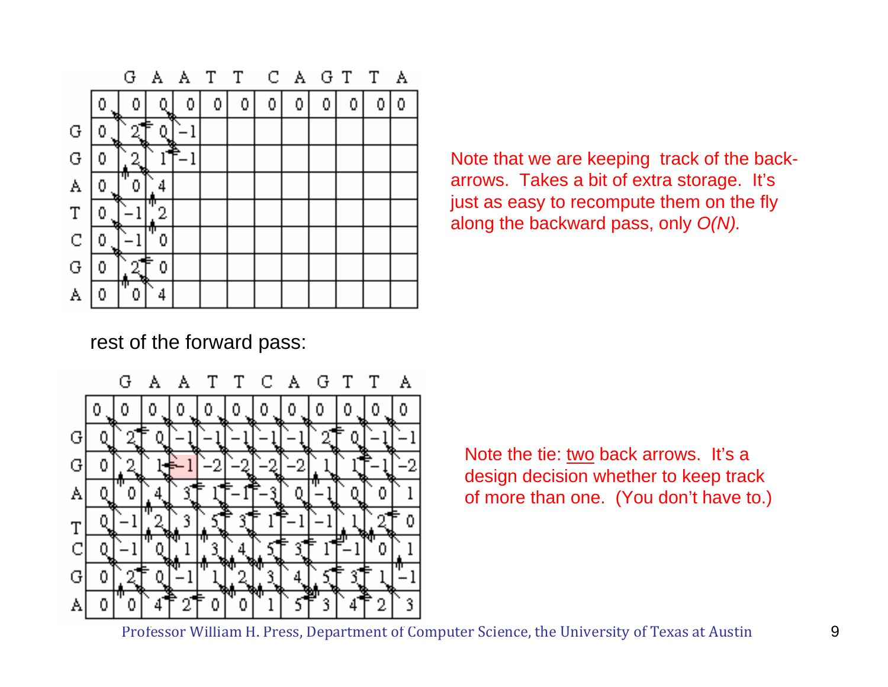|   | G | A | A | T | T | C | A | G | T | T | A |
|---|---|---|---|---|---|---|---|---|---|---|---|
| 0 | 0 | 0 | 0 | 0 | 0 | 0 | 0 | 0 | 0 | 0 | 0 |
| G | 0 | 2 | 0 | −1 | | | | | | | | |
| G | 0 | 2 | 1 | −1 | | | | | | | | |
| A | 0 | 0 | 4 | | | | | | | | | |
| T | 0 | −1 | 2 | | | | | | | | | |
| C | 0 | −1 | 0 | | | | | | | | | |
| G | 0 | 2 | 0 | | | | | | | | | |
| A | 0 | 0 | 4 | | | | | | | | | |

Note that we are keeping track of the back-arrows. Takes a bit of extra storage. It's just as easy to recompute them on the fly along the backward pass, only *O(N).*

rest of the forward pass:

|   |   | G | A | A | T | T | C | A | G | T | T | A |
|---|---|---|---|---|---|---|---|---|---|---|---|---|
|   | 0 | 0 | 0 | 0 | 0 | 0 | 0 | 0 | 0 | 0 | 0 | 0 |
| G | 0 | 2 | 0 | −1 | −1 | −1 | −1 | −1 | 2 | 0 | −1 | −1 |
| G | 0 | 2 | 1 | −1 | −2 | −2 | −2 | −2 | 1 | 1 | −1 | −2 |
| A | 0 | 0 | 4 | 3 | 1 | −1 | −3 | 0 | −1 | 0 | 0 | 1 |
| T | 0 | −1 | 2 | 3 | 5 | 3 | 1 | −1 | −1 | 1 | 2 | 0 |
| C | 0 | −1 | 0 | 1 | 3 | 4 | 5 | 3 | 1 | −1 | 0 | 1 |
| G | 0 | 2 | 0 | −1 | 1 | 2 | 3 | 4 | 5 | 3 | 1 | −1 |
| A | 0 | 0 | 4 | 2 | 0 | 0 | 1 | 5 | 3 | 4 | 2 | 3 |

Note the tie: <u>two</u> back arrows. It's a design decision whether to keep track of more than one. (You don't have to.)

Professor William H. Press, Department of Computer Science, the University of Texas at Austin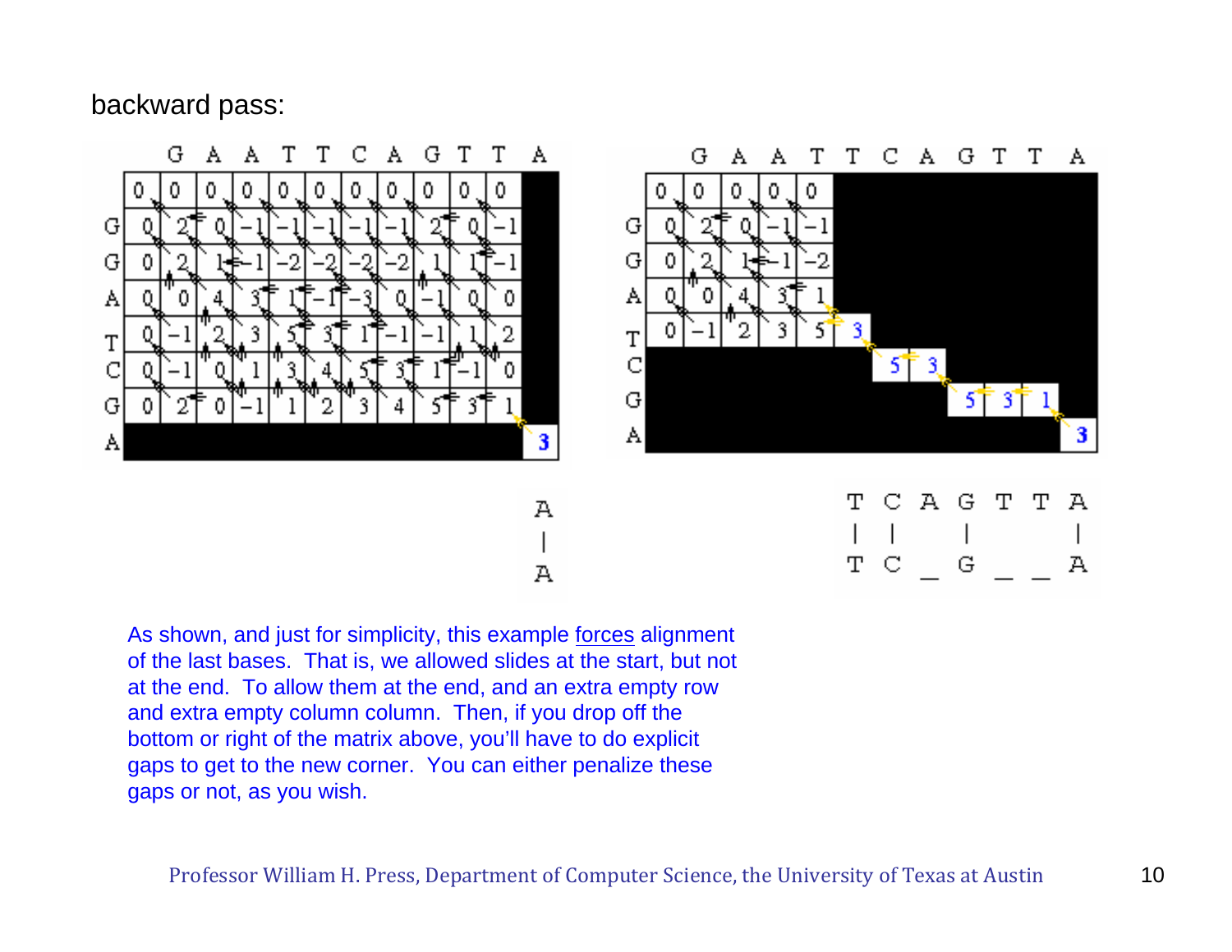backward pass:

| | G | A | A | T | T | C | A | G | T | T | A |
|---|---|---|---|---|---|---|---|---|---|---|---|
| | 0 | 0 | 0 | 0 | 0 | 0 | 0 | 0 | 0 | 0 | 0 |
| G | 0 | 2 | 0 | −1 | −1 | −1 | −1 | −1 | 2 | 0 | −1 |
| G | 0 | 2 | 1 | −1 | −2 | −2 | −2 | −2 | 1 | 1 | −1 |
| A | 0 | 0 | 4 | 3 | 1 | −1 | −3 | 0 | −1 | 0 | 0 |
| T | 0 | −1 | 2 | 3 | 5 | 3 | 1 | −1 | −1 | 1 | 2 |
| C | 0 | −1 | 0 | 1 | 3 | 4 | 5 | 3 | 1 | −1 | 0 |
| G | 0 | 2 | 0 | −1 | 1 | 2 | 3 | 4 | 5 | 3 | 1 |
| A | | | | | | | | | | | | 3 |

```
A
|
A
```

| | G | A | A | T | T | C | A | G | T | T | A |
|---|---|---|---|---|---|---|---|---|---|---|---|
| | 0 | 0 | 0 | 0 | 0 | | | | | | |
| G | 0 | 2 | 0 | −1 | −1 | | | | | | |
| G | 0 | 2 | 1 | −1 | −2 | | | | | | |
| A | 0 | 0 | 4 | 3 | 1 | | | | | | |
| T | 0 | −1 | 2 | 3 | 5 | 3 | | | | | |
| C | | | | | | 5 | 3 | | | | |
| G | | | | | | | | 5 | 3 | 1 | |
| A | | | | | | | | | | | 3 |

```
T C A G T T A
| |   |     |
T C _ G _ _ A
```

As shown, and just for simplicity, this example forces alignment of the last bases. That is, we allowed slides at the start, but not at the end. To allow them at the end, and an extra empty row and extra empty column column. Then, if you drop off the bottom or right of the matrix above, you'll have to do explicit gaps to get to the new corner. You can either penalize these gaps or not, as you wish.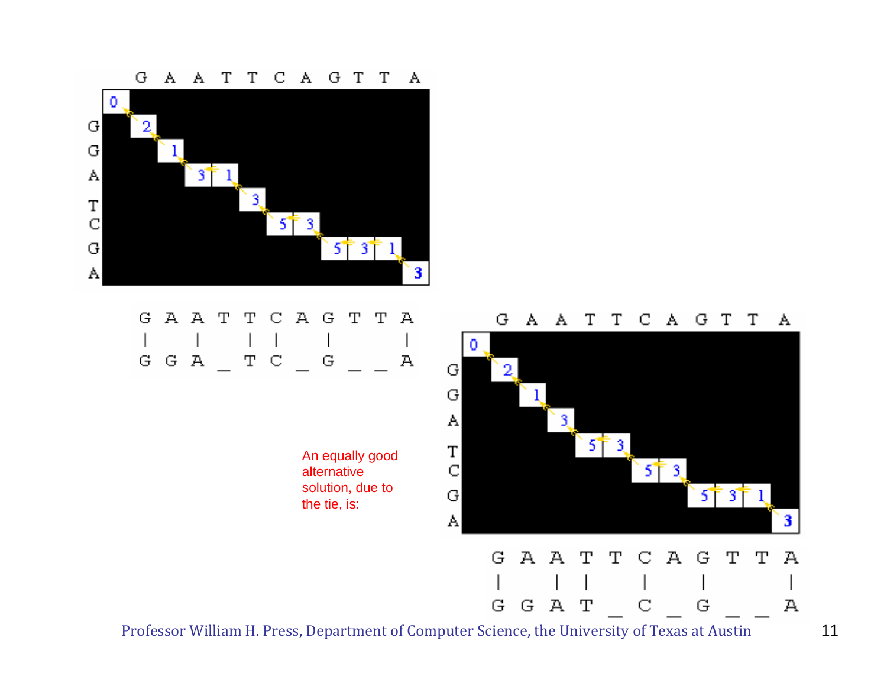```
G A A T T C A G T T A
|   |   | |   |       |
G G A _ T C _ G _ _ A
```

An equally good alternative solution, due to the tie, is:

```
G A A T T C A G T T A
|   | |   |   |     |
G G A T _ C _ G _ _ A
```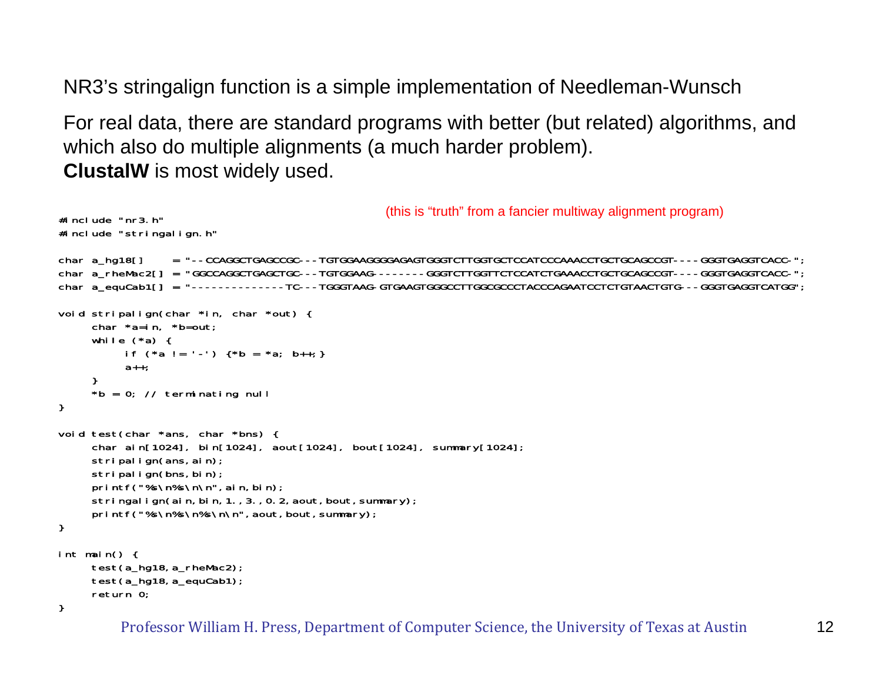NR3's stringalign function is a simple implementation of Needleman-Wunsch

For real data, there are standard programs with better (but related) algorithms, and which also do multiple alignments (a much harder problem).
**ClustalW** is most widely used.

(this is "truth" from a fancier multiway alignment program)

```
#include "nr3.h"
#include "stringalign.h"

char a_hg18[]    = "--CCAGGCTGAGCCGC---TGTGGAAGGGGAGAGTGGGTCTTGGTGCTCCATCCCAAACCTGCTGCAGCCGT----GGGTGAGGTCACC-";
char a_rheMac2[] = "GGCCAGGCTGAGCTGC---TGTGGAAG-------GGGTCTTGGTTCTCCATCTGAAACCTGCTGCAGCCGT----GGGTGAGGTCACC-";
char a_equCab1[] = "--------------TC---TGGGTAAG-GTGAAGTGGGCCTTGGCGCCCTACCCAGAATCCTCTGTAACTGTG---GGGTGAGGTCATGG";

void stripalign(char *in, char *out) {
     char *a=in, *b=out;
     while (*a) {
          if (*a != '-') {*b = *a; b++;}
          a++;
     }
     *b = 0; // terminating null
}

void test(char *ans, char *bns) {
     char ain[1024], bin[1024], aout[1024], bout[1024], summary[1024];
     stripalign(ans,ain);
     stripalign(bns,bin);
     printf("%s\n%s\n\n",ain,bin);
     stringalign(ain,bin,1.,3.,0.2,aout,bout,summary);
     printf("%s\n%s\n%s\n\n",aout,bout,summary);
}

int main() {
     test(a_hg18,a_rheMac2);
     test(a_hg18,a_equCab1);
     return 0;
}
```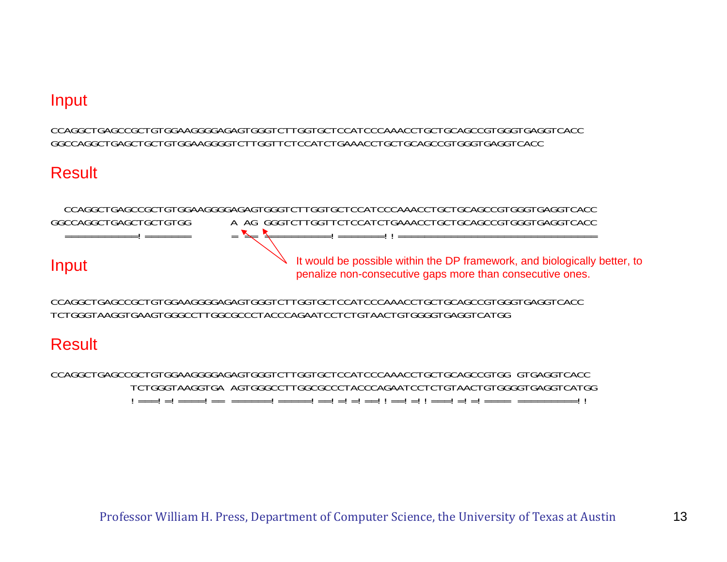## Input

```
CCAGGCTGAGCCGCTGTGGAAGGGGAGAGTGGGTCTTGGTGCTCCATCCCAAACCTGCTGCAGCCGTGGGTGAGGTCACC
GGCCAGGCTGAGCTGCTGTGGAAGGGGTCTTGGTTCTCCATCTGAAACCTGCTGCAGCCGTGGGTGAGGTCACC
```

## Result

```
  CCAGGCTGAGCCGCTGTGGAAGGGGAGAGTGGGTCTTGGTGCTCCATCCCAAACCTGCTGCAGCCGTGGGTGAGGTCACC
GGCCAGGCTGAGCTGCTGTGG      A AG GGGTCTTGGTTCTCCATCTGAAACCTGCTGCAGCCGTGGGTGAGGTCACC
  ===========! =======      = == ===========! =======! ! ==============================
```

It would be possible within the DP framework, and biologically better, to penalize non-consecutive gaps more than consecutive ones.

## Input

```
CCAGGCTGAGCCGCTGTGGAAGGGGAGAGTGGGTCTTGGTGCTCCATCCCAAACCTGCTGCAGCCGTGGGTGAGGTCACC
TCTGGGTAAGGTGAAGTGGGCCTTGGCGCCCTACCCAGAATCCTCTGTAACTGTGGGGTGAGGTCATGG
```

## Result

```
CCAGGCTGAGCCGCTGTGGAAGGGGAGAGTGGGTCTTGGTGCTCCATCCCAAACCTGCTGCAGCCGTGG GTGAGGTCACC
              TCTGGGTAAGGTGA AGTGGGCCTTGGCGCCCTACCCAGAATCCTCTGTAACTGTGGGGTGAGGTCATGG
              ! ===! =! ====! == ======! =====! ==! =! =! ==! ! ==! =! ! ===! =! =! ==== =========! !
```